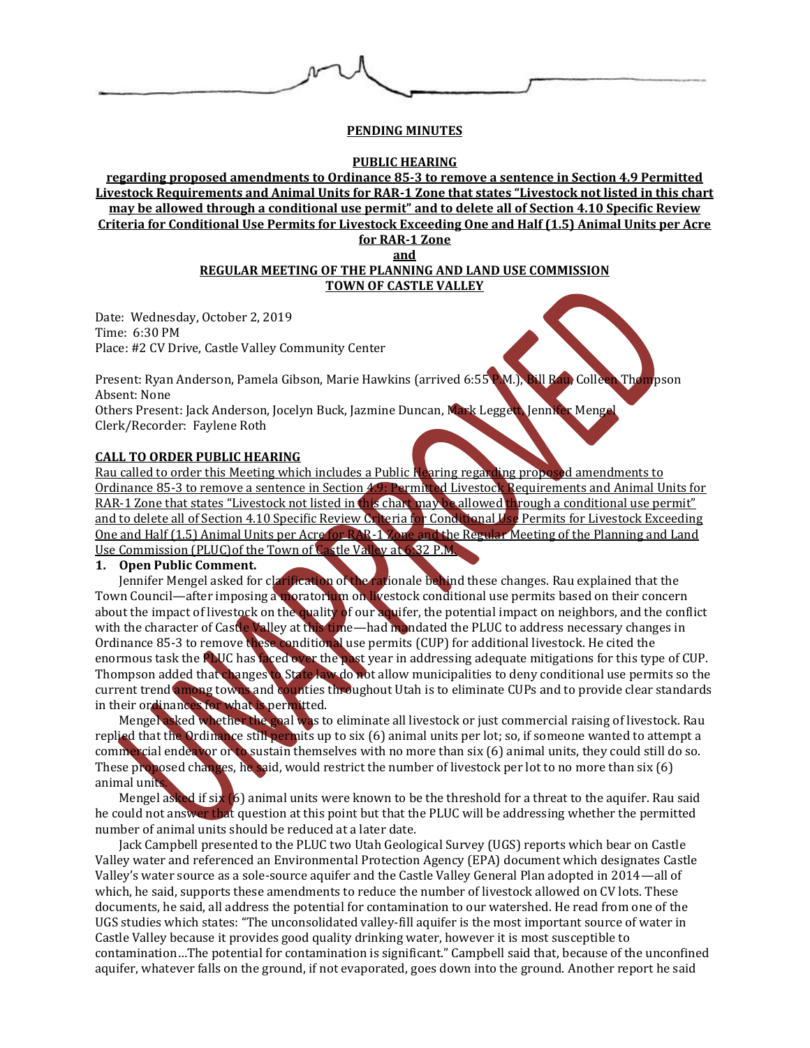**PENDING MINUTES**

**PUBLIC HEARING**

**regarding proposed amendments to Ordinance 85-3 to remove a sentence in Section 4.9 Permitted Livestock Requirements and Animal Units for RAR-1 Zone that states "Livestock not listed in this chart may be allowed through a conditional use permit" and to delete all of Section 4.10 Specific Review Criteria for Conditional Use Permits for Livestock Exceeding One and Half (1.5) Animal Units per Acre for RAR-1 Zone**

**and**

**REGULAR MEETING OF THE PLANNING AND LAND USE COMMISSION**
**TOWN OF CASTLE VALLEY**

Date: Wednesday, October 2, 2019
Time: 6:30 PM
Place: #2 CV Drive, Castle Valley Community Center

Present: Ryan Anderson, Pamela Gibson, Marie Hawkins (arrived 6:55 P.M.), Bill Rau, Colleen Thompson
Absent: None
Others Present: Jack Anderson, Jocelyn Buck, Jazmine Duncan, Mark Leggett, Jennifer Mengel
Clerk/Recorder: Faylene Roth

**CALL TO ORDER PUBLIC HEARING**

Rau called to order this Meeting which includes a Public Hearing regarding proposed amendments to Ordinance 85-3 to remove a sentence in Section 4.9: Permitted Livestock Requirements and Animal Units for RAR-1 Zone that states "Livestock not listed in this chart may be allowed through a conditional use permit" and to delete all of Section 4.10 Specific Review Criteria for Conditional Use Permits for Livestock Exceeding One and Half (1.5) Animal Units per Acre for RAR-1 Zone and the Regular Meeting of the Planning and Land Use Commission (PLUC)of the Town of Castle Valley at 6:32 P.M.

**1. Open Public Comment.**

Jennifer Mengel asked for clarification of the rationale behind these changes. Rau explained that the Town Council—after imposing a moratorium on livestock conditional use permits based on their concern about the impact of livestock on the quality of our aquifer, the potential impact on neighbors, and the conflict with the character of Castle Valley at this time—had mandated the PLUC to address necessary changes in Ordinance 85-3 to remove these conditional use permits (CUP) for additional livestock. He cited the enormous task the PLUC has faced over the past year in addressing adequate mitigations for this type of CUP. Thompson added that changes to State law do not allow municipalities to deny conditional use permits so the current trend among towns and counties throughout Utah is to eliminate CUPs and to provide clear standards in their ordinances for what is permitted.

Mengel asked whether the goal was to eliminate all livestock or just commercial raising of livestock. Rau replied that the Ordinance still permits up to six (6) animal units per lot; so, if someone wanted to attempt a commercial endeavor or to sustain themselves with no more than six (6) animal units, they could still do so. These proposed changes, he said, would restrict the number of livestock per lot to no more than six (6) animal units.

Mengel asked if six (6) animal units were known to be the threshold for a threat to the aquifer. Rau said he could not answer that question at this point but that the PLUC will be addressing whether the permitted number of animal units should be reduced at a later date.

Jack Campbell presented to the PLUC two Utah Geological Survey (UGS) reports which bear on Castle Valley water and referenced an Environmental Protection Agency (EPA) document which designates Castle Valley's water source as a sole-source aquifer and the Castle Valley General Plan adopted in 2014—all of which, he said, supports these amendments to reduce the number of livestock allowed on CV lots. These documents, he said, all address the potential for contamination to our watershed. He read from one of the UGS studies which states: "The unconsolidated valley-fill aquifer is the most important source of water in Castle Valley because it provides good quality drinking water, however it is most susceptible to contamination…The potential for contamination is significant." Campbell said that, because of the unconfined aquifer, whatever falls on the ground, if not evaporated, goes down into the ground. Another report he said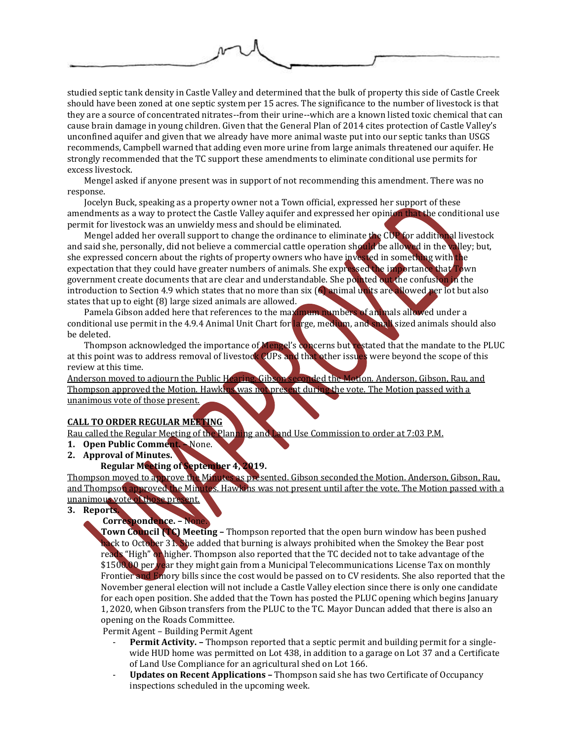studied septic tank density in Castle Valley and determined that the bulk of property this side of Castle Creek should have been zoned at one septic system per 15 acres. The significance to the number of livestock is that they are a source of concentrated nitrates--from their urine--which are a known listed toxic chemical that can cause brain damage in young children. Given that the General Plan of 2014 cites protection of Castle Valley's unconfined aquifer and given that we already have more animal waste put into our septic tanks than USGS recommends, Campbell warned that adding even more urine from large animals threatened our aquifer. He strongly recommended that the TC support these amendments to eliminate conditional use permits for excess livestock.

Mengel asked if anyone present was in support of not recommending this amendment. There was no response.

Jocelyn Buck, speaking as a property owner not a Town official, expressed her support of these amendments as a way to protect the Castle Valley aquifer and expressed her opinion that the conditional use permit for livestock was an unwieldy mess and should be eliminated.

Mengel added her overall support to change the ordinance to eliminate the CUP for additional livestock and said she, personally, did not believe a commercial cattle operation should be allowed in the valley; but, she expressed concern about the rights of property owners who have invested in something with the expectation that they could have greater numbers of animals. She expressed the importance that Town government create documents that are clear and understandable. She pointed out the confusion in the introduction to Section 4.9 which states that no more than six (6) animal units are allowed per lot but also states that up to eight (8) large sized animals are allowed.

Pamela Gibson added here that references to the maximum numbers of animals allowed under a conditional use permit in the 4.9.4 Animal Unit Chart for large, medium, and small sized animals should also be deleted.

Thompson acknowledged the importance of Mengel's concerns but restated that the mandate to the PLUC at this point was to address removal of livestock CUPs and that other issues were beyond the scope of this review at this time.

Anderson moved to adjourn the Public Hearing. Gibson seconded the Motion. Anderson, Gibson, Rau, and Thompson approved the Motion. Hawkins was not present during the vote. The Motion passed with a unanimous vote of those present.

**CALL TO ORDER REGULAR MEETING**

Rau called the Regular Meeting of the Planning and Land Use Commission to order at 7:03 P.M.

1. **Open Public Comment.** – None.
2. **Approval of Minutes.**

   **Regular Meeting of September 4, 2019.**

Thompson moved to approve the Minutes as presented. Gibson seconded the Motion. Anderson, Gibson, Rau, and Thompson approved the Minutes. Hawkins was not present until after the vote. The Motion passed with a unanimous vote of those present.

3. **Reports.**

   **Correspondence.** – None.

   **Town Council (TC) Meeting** – Thompson reported that the open burn window has been pushed back to October 31. She added that burning is always prohibited when the Smokey the Bear post reads "High" or higher. Thompson also reported that the TC decided not to take advantage of the $1500.00 per year they might gain from a Municipal Telecommunications License Tax on monthly Frontier and Emory bills since the cost would be passed on to CV residents. She also reported that the November general election will not include a Castle Valley election since there is only one candidate for each open position. She added that the Town has posted the PLUC opening which begins January 1, 2020, when Gibson transfers from the PLUC to the TC. Mayor Duncan added that there is also an opening on the Roads Committee.

   Permit Agent – Building Permit Agent

   - **Permit Activity.** – Thompson reported that a septic permit and building permit for a single-wide HUD home was permitted on Lot 438, in addition to a garage on Lot 37 and a Certificate of Land Use Compliance for an agricultural shed on Lot 166.
   - **Updates on Recent Applications** – Thompson said she has two Certificate of Occupancy inspections scheduled in the upcoming week.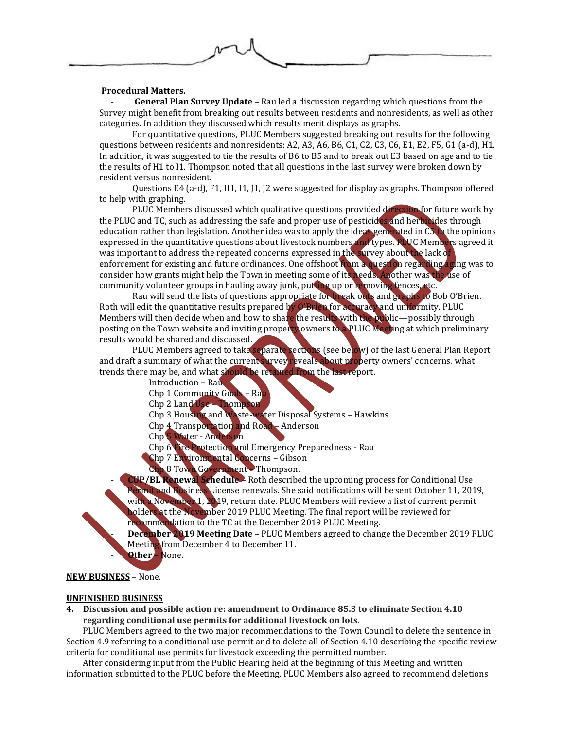**Procedural Matters.**

- **General Plan Survey Update –** Rau led a discussion regarding which questions from the Survey might benefit from breaking out results between residents and nonresidents, as well as other categories. In addition they discussed which results merit displays as graphs.

  For quantitative questions, PLUC Members suggested breaking out results for the following questions between residents and nonresidents: A2, A3, A6, B6, C1, C2, C3, C6, E1, E2, F5, G1 (a-d), H1. In addition, it was suggested to tie the results of B6 to B5 and to break out E3 based on age and to tie the results of H1 to I1. Thompson noted that all questions in the last survey were broken down by resident versus nonresident.

  Questions E4 (a-d), F1, H1, I1, J1, J2 were suggested for display as graphs. Thompson offered to help with graphing.

  PLUC Members discussed which qualitative questions provided direction for future work by the PLUC and TC, such as addressing the safe and proper use of pesticides and herbicides through education rather than legislation. Another idea was to apply the ideas generated in C5 to the opinions expressed in the quantitative questions about livestock numbers and types. PLUC Members agreed it was important to address the repeated concerns expressed in the survey about the lack of enforcement for existing and future ordinances. One offshoot from a question regarding aging was to consider how grants might help the Town in meeting some of its needs. Another was the use of community volunteer groups in hauling away junk, putting up or removing fences, etc.

  Rau will send the lists of questions appropriate for break outs and graphs to Bob O'Brien. Roth will edit the quantitative results prepared by O'Brien for accuracy and uniformity. PLUC Members will then decide when and how to share the results with the public—possibly through posting on the Town website and inviting property owners to a PLUC Meeting at which preliminary results would be shared and discussed.

  PLUC Members agreed to take separate sections (see below) of the last General Plan Report and draft a summary of what the current survey reveals about property owners' concerns, what trends there may be, and what should be retained from the last report.

  - Introduction – Rau
  - Chp 1 Community Goals – Rau
  - Chp 2 Land Use – Thompson
  - Chp 3 Housing and Waste-water Disposal Systems – Hawkins
  - Chp 4 Transportation and Road – Anderson
  - Chp 5 Water - Anderson
  - Chp 6 Fire Protection and Emergency Preparedness - Rau
  - Chp 7 Environmental Concerns – Gibson
  - Chp 8 Town Government – Thompson.

- **CUP/BL Renewal Schedule –** Roth described the upcoming process for Conditional Use Permit and Business License renewals. She said notifications will be sent October 11, 2019, with a November 1, 2019, return date. PLUC Members will review a list of current permit holders at the November 2019 PLUC Meeting. The final report will be reviewed for recommendation to the TC at the December 2019 PLUC Meeting.
- **December 2019 Meeting Date –** PLUC Members agreed to change the December 2019 PLUC Meeting from December 4 to December 11.
- **Other –** None.

**NEW BUSINESS** – None.

**UNFINISHED BUSINESS**

**4. Discussion and possible action re: amendment to Ordinance 85.3 to eliminate Section 4.10 regarding conditional use permits for additional livestock on lots.**

PLUC Members agreed to the two major recommendations to the Town Council to delete the sentence in Section 4.9 referring to a conditional use permit and to delete all of Section 4.10 describing the specific review criteria for conditional use permits for livestock exceeding the permitted number.

After considering input from the Public Hearing held at the beginning of this Meeting and written information submitted to the PLUC before the Meeting, PLUC Members also agreed to recommend deletions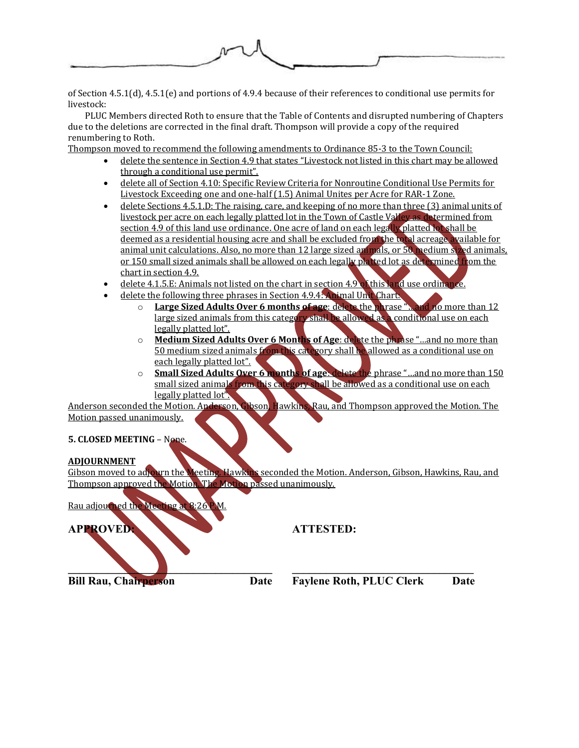of Section 4.5.1(d), 4.5.1(e) and portions of 4.9.4 because of their references to conditional use permits for livestock:

PLUC Members directed Roth to ensure that the Table of Contents and disrupted numbering of Chapters due to the deletions are corrected in the final draft. Thompson will provide a copy of the required renumbering to Roth.

Thompson moved to recommend the following amendments to Ordinance 85-3 to the Town Council:

- delete the sentence in Section 4.9 that states "Livestock not listed in this chart may be allowed through a conditional use permit".
- delete all of Section 4.10: Specific Review Criteria for Nonroutine Conditional Use Permits for Livestock Exceeding one and one-half (1.5) Animal Unites per Acre for RAR-1 Zone.
- delete Sections 4.5.1.D: The raising, care, and keeping of no more than three (3) animal units of livestock per acre on each legally platted lot in the Town of Castle Valley as determined from section 4.9 of this land use ordinance. One acre of land on each legally platted lot shall be deemed as a residential housing acre and shall be excluded from the total acreage available for animal unit calculations. Also, no more than 12 large sized animals, or 50 medium sized animals, or 150 small sized animals shall be allowed on each legally platted lot as determined from the chart in section 4.9.
- delete 4.1.5.E: Animals not listed on the chart in section 4.9 of this land use ordinance.
- delete the following three phrases in Section 4.9.4: Animal Unit Chart:
  - **Large Sized Adults Over 6 months of age**: delete the phrase "…and no more than 12 large sized animals from this category shall be allowed as a conditional use on each legally platted lot".
  - **Medium Sized Adults Over 6 Months of Age**: delete the phrase "…and no more than 50 medium sized animals from this category shall be allowed as a conditional use on each legally platted lot".
  - **Small Sized Adults Over 6 months of age**: delete the phrase "…and no more than 150 small sized animals from this category shall be allowed as a conditional use on each legally platted lot".

Anderson seconded the Motion. Anderson, Gibson, Hawkins, Rau, and Thompson approved the Motion. The Motion passed unanimously.

**5. CLOSED MEETING** – None.

**ADJOURNMENT**

Gibson moved to adjourn the Meeting. Hawkins seconded the Motion. Anderson, Gibson, Hawkins, Rau, and Thompson approved the Motion. The Motion passed unanimously.

Rau adjourned the Meeting at 8:26 P.M.

UNAPPROVED

**APPROVED:** **ATTESTED:**

_______________________________ _______________________________

**Bill Rau, Chairperson Date** **Faylene Roth, PLUC Clerk Date**